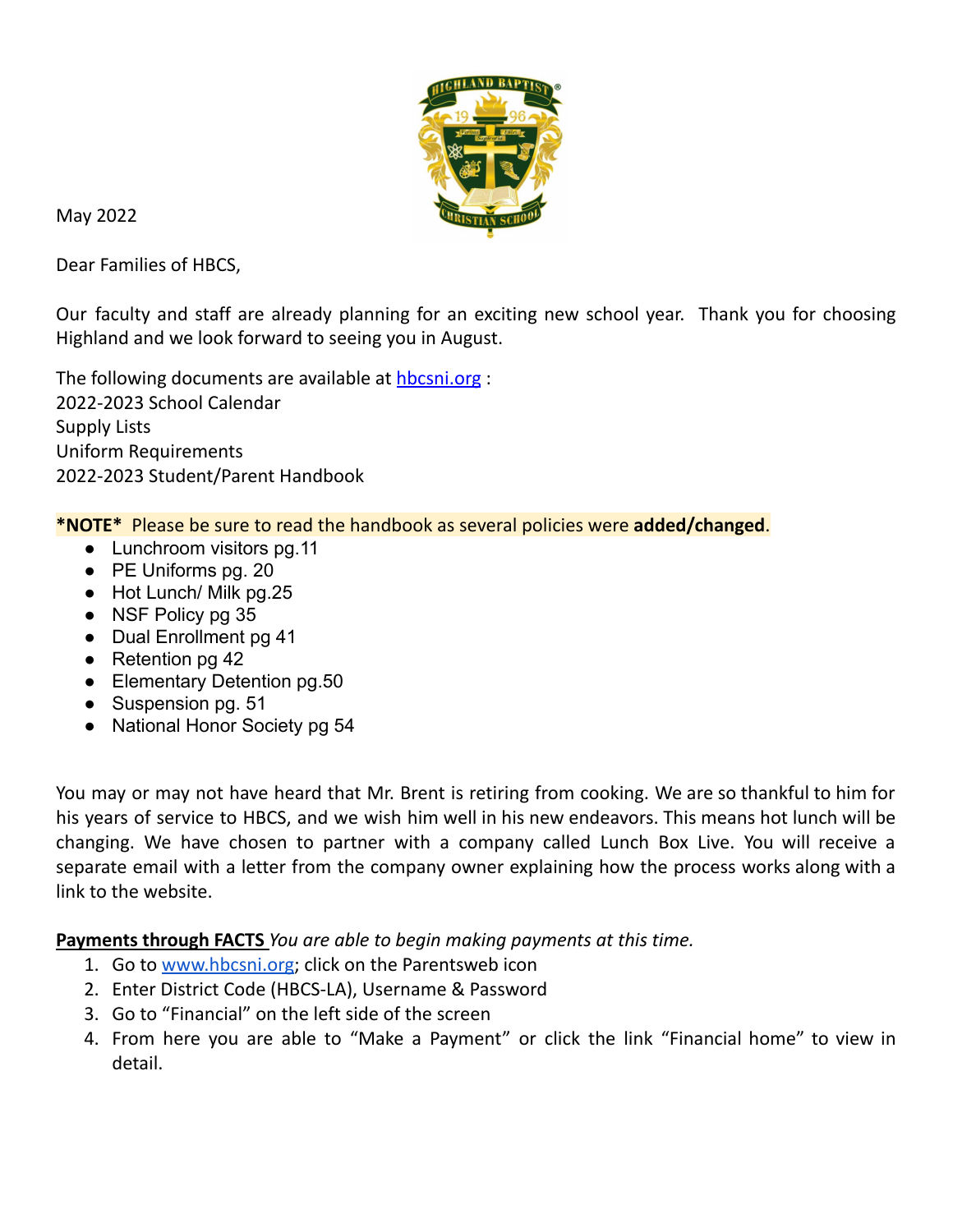May 2022

Dear Families of HBCS,

Our faculty and staff are already planning for an exciting new school year. Thank you for choosing Highland and we look forward to seeing you in August.

The following documents are available at [hbcsni.org](hbcsni.org) :
2022-2023 School Calendar
Supply Lists
Uniform Requirements
2022-2023 Student/Parent Handbook

**\*NOTE\*** Please be sure to read the handbook as several policies were **added/changed**.

- Lunchroom visitors pg.11
- PE Uniforms pg. 20
- Hot Lunch/ Milk pg.25
- NSF Policy pg 35
- Dual Enrollment pg 41
- Retention pg 42
- Elementary Detention pg.50
- Suspension pg. 51
- National Honor Society pg 54

You may or may not have heard that Mr. Brent is retiring from cooking. We are so thankful to him for his years of service to HBCS, and we wish him well in his new endeavors. This means hot lunch will be changing. We have chosen to partner with a company called Lunch Box Live. You will receive a separate email with a letter from the company owner explaining how the process works along with a link to the website.

**Payments through FACTS** *You are able to begin making payments at this time.*

1. Go to [www.hbcsni.org](www.hbcsni.org); click on the Parentsweb icon
2. Enter District Code (HBCS-LA), Username & Password
3. Go to "Financial" on the left side of the screen
4. From here you are able to "Make a Payment" or click the link "Financial home" to view in detail.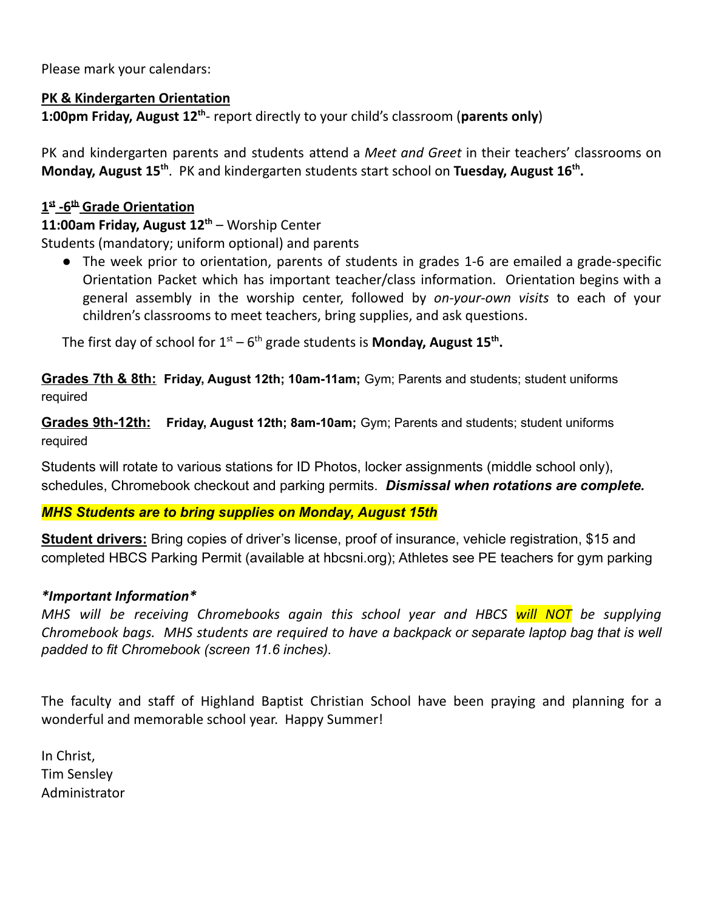Please mark your calendars:

**PK & Kindergarten Orientation**

**1:00pm Friday, August 12th**- report directly to your child's classroom (**parents only**)

PK and kindergarten parents and students attend a *Meet and Greet* in their teachers' classrooms on **Monday, August 15th**. PK and kindergarten students start school on **Tuesday, August 16th.**

**1st -6th Grade Orientation**

**11:00am Friday, August 12th** – Worship Center

Students (mandatory; uniform optional) and parents

- The week prior to orientation, parents of students in grades 1-6 are emailed a grade-specific Orientation Packet which has important teacher/class information. Orientation begins with a general assembly in the worship center, followed by *on-your-own visits* to each of your children's classrooms to meet teachers, bring supplies, and ask questions.

The first day of school for 1st – 6th grade students is **Monday, August 15th.**

**Grades 7th & 8th:** **Friday, August 12th; 10am-11am;** Gym; Parents and students; student uniforms required

**Grades 9th-12th:** **Friday, August 12th; 8am-10am;** Gym; Parents and students; student uniforms required

Students will rotate to various stations for ID Photos, locker assignments (middle school only), schedules, Chromebook checkout and parking permits. ***Dismissal when rotations are complete.***

***MHS Students are to bring supplies on Monday, August 15th***

**Student drivers:** Bring copies of driver's license, proof of insurance, vehicle registration, $15 and completed HBCS Parking Permit (available at hbcsni.org); Athletes see PE teachers for gym parking

***\*Important Information\****

*MHS will be receiving Chromebooks again this school year and HBCS will NOT be supplying Chromebook bags. MHS students are required to have a backpack or separate laptop bag that is well padded to fit Chromebook (screen 11.6 inches).*

The faculty and staff of Highland Baptist Christian School have been praying and planning for a wonderful and memorable school year. Happy Summer!

In Christ,
Tim Sensley
Administrator